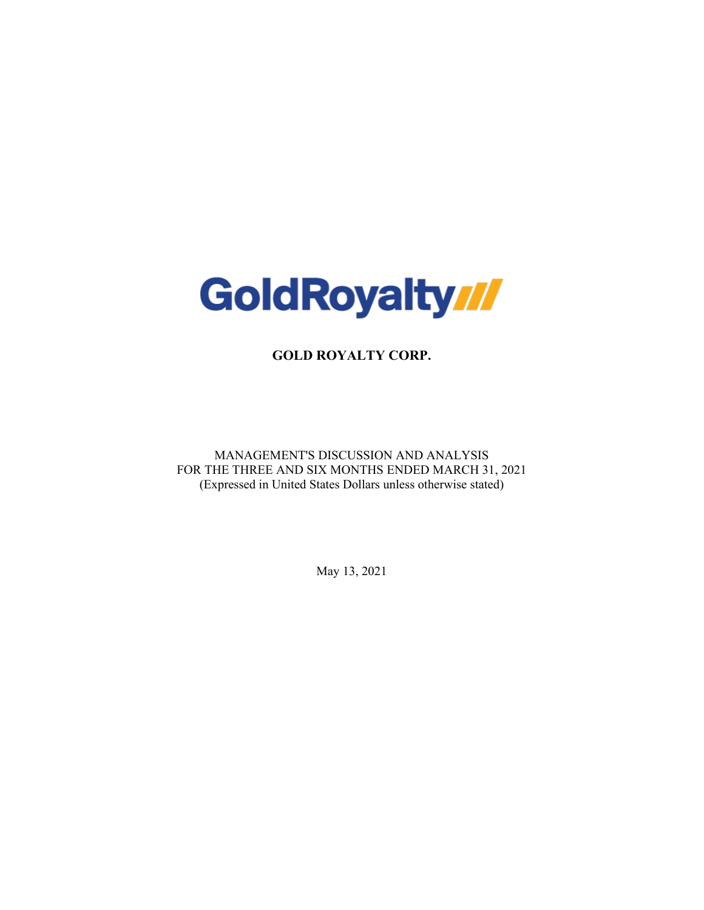GoldRoyalty

# GOLD ROYALTY CORP.

MANAGEMENT'S DISCUSSION AND ANALYSIS
FOR THE THREE AND SIX MONTHS ENDED MARCH 31, 2021
(Expressed in United States Dollars unless otherwise stated)

May 13, 2021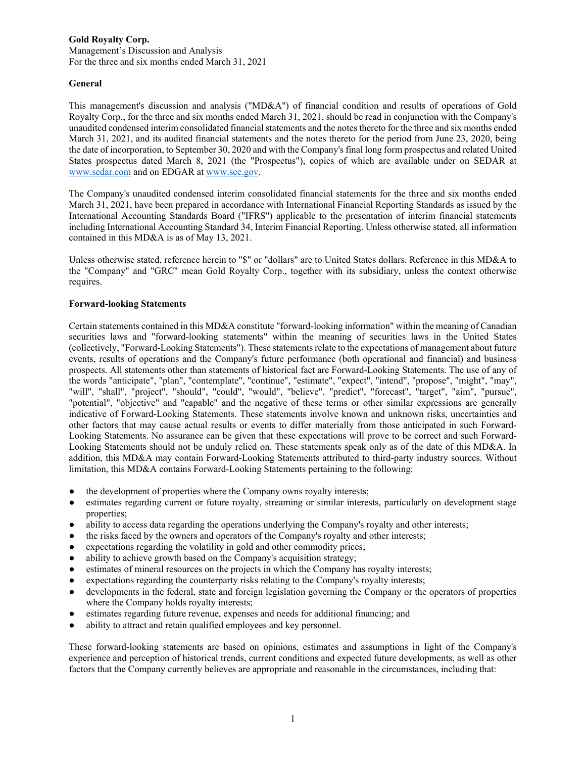**Gold Royalty Corp.**
Management's Discussion and Analysis
For the three and six months ended March 31, 2021

**General**

This management's discussion and analysis ("MD&A") of financial condition and results of operations of Gold Royalty Corp., for the three and six months ended March 31, 2021, should be read in conjunction with the Company's unaudited condensed interim consolidated financial statements and the notes thereto for the three and six months ended March 31, 2021, and its audited financial statements and the notes thereto for the period from June 23, 2020, being the date of incorporation, to September 30, 2020 and with the Company's final long form prospectus and related United States prospectus dated March 8, 2021 (the "Prospectus"), copies of which are available under on SEDAR at www.sedar.com and on EDGAR at www.sec.gov.

The Company's unaudited condensed interim consolidated financial statements for the three and six months ended March 31, 2021, have been prepared in accordance with International Financial Reporting Standards as issued by the International Accounting Standards Board ("IFRS") applicable to the presentation of interim financial statements including International Accounting Standard 34, Interim Financial Reporting. Unless otherwise stated, all information contained in this MD&A is as of May 13, 2021.

Unless otherwise stated, reference herein to "$" or "dollars" are to United States dollars. Reference in this MD&A to the "Company" and "GRC" mean Gold Royalty Corp., together with its subsidiary, unless the context otherwise requires.

**Forward-looking Statements**

Certain statements contained in this MD&A constitute "forward-looking information" within the meaning of Canadian securities laws and "forward-looking statements" within the meaning of securities laws in the United States (collectively, "Forward-Looking Statements"). These statements relate to the expectations of management about future events, results of operations and the Company's future performance (both operational and financial) and business prospects. All statements other than statements of historical fact are Forward-Looking Statements. The use of any of the words "anticipate", "plan", "contemplate", "continue", "estimate", "expect", "intend", "propose", "might", "may", "will", "shall", "project", "should", "could", "would", "believe", "predict", "forecast", "target", "aim", "pursue", "potential", "objective" and "capable" and the negative of these terms or other similar expressions are generally indicative of Forward-Looking Statements. These statements involve known and unknown risks, uncertainties and other factors that may cause actual results or events to differ materially from those anticipated in such Forward-Looking Statements. No assurance can be given that these expectations will prove to be correct and such Forward-Looking Statements should not be unduly relied on. These statements speak only as of the date of this MD&A. In addition, this MD&A may contain Forward-Looking Statements attributed to third-party industry sources. Without limitation, this MD&A contains Forward-Looking Statements pertaining to the following:

- the development of properties where the Company owns royalty interests;
- estimates regarding current or future royalty, streaming or similar interests, particularly on development stage properties;
- ability to access data regarding the operations underlying the Company's royalty and other interests;
- the risks faced by the owners and operators of the Company's royalty and other interests;
- expectations regarding the volatility in gold and other commodity prices;
- ability to achieve growth based on the Company's acquisition strategy;
- estimates of mineral resources on the projects in which the Company has royalty interests;
- expectations regarding the counterparty risks relating to the Company's royalty interests;
- developments in the federal, state and foreign legislation governing the Company or the operators of properties where the Company holds royalty interests;
- estimates regarding future revenue, expenses and needs for additional financing; and
- ability to attract and retain qualified employees and key personnel.

These forward-looking statements are based on opinions, estimates and assumptions in light of the Company's experience and perception of historical trends, current conditions and expected future developments, as well as other factors that the Company currently believes are appropriate and reasonable in the circumstances, including that: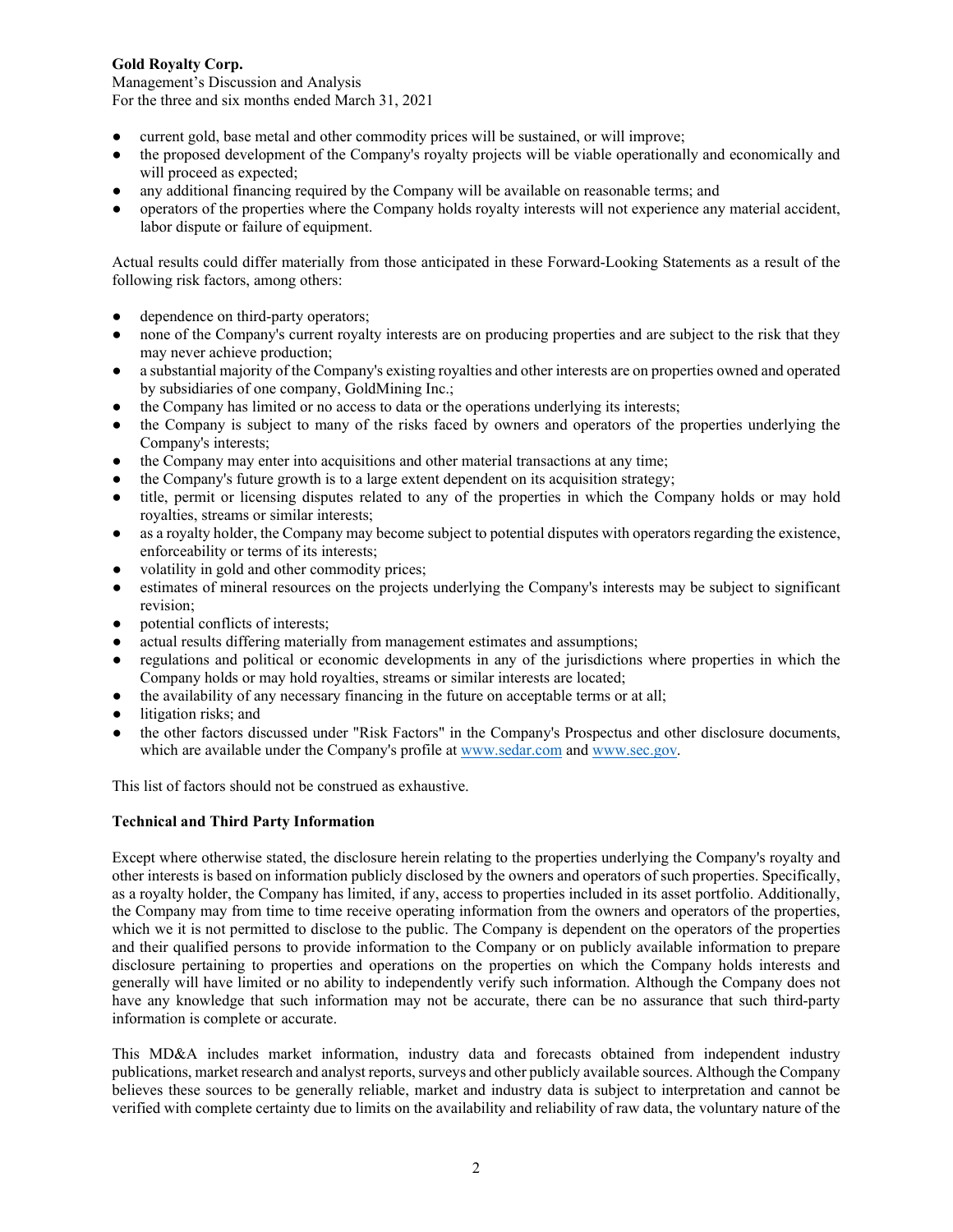- current gold, base metal and other commodity prices will be sustained, or will improve;
- the proposed development of the Company's royalty projects will be viable operationally and economically and will proceed as expected;
- any additional financing required by the Company will be available on reasonable terms; and
- operators of the properties where the Company holds royalty interests will not experience any material accident, labor dispute or failure of equipment.

Actual results could differ materially from those anticipated in these Forward-Looking Statements as a result of the following risk factors, among others:

- dependence on third-party operators;
- none of the Company's current royalty interests are on producing properties and are subject to the risk that they may never achieve production;
- a substantial majority of the Company's existing royalties and other interests are on properties owned and operated by subsidiaries of one company, GoldMining Inc.;
- the Company has limited or no access to data or the operations underlying its interests;
- the Company is subject to many of the risks faced by owners and operators of the properties underlying the Company's interests;
- the Company may enter into acquisitions and other material transactions at any time;
- the Company's future growth is to a large extent dependent on its acquisition strategy;
- title, permit or licensing disputes related to any of the properties in which the Company holds or may hold royalties, streams or similar interests;
- as a royalty holder, the Company may become subject to potential disputes with operators regarding the existence, enforceability or terms of its interests;
- volatility in gold and other commodity prices;
- estimates of mineral resources on the projects underlying the Company's interests may be subject to significant revision;
- potential conflicts of interests;
- actual results differing materially from management estimates and assumptions;
- regulations and political or economic developments in any of the jurisdictions where properties in which the Company holds or may hold royalties, streams or similar interests are located;
- the availability of any necessary financing in the future on acceptable terms or at all;
- litigation risks; and
- the other factors discussed under "Risk Factors" in the Company's Prospectus and other disclosure documents, which are available under the Company's profile at www.sedar.com and www.sec.gov.

This list of factors should not be construed as exhaustive.

**Technical and Third Party Information**

Except where otherwise stated, the disclosure herein relating to the properties underlying the Company's royalty and other interests is based on information publicly disclosed by the owners and operators of such properties. Specifically, as a royalty holder, the Company has limited, if any, access to properties included in its asset portfolio. Additionally, the Company may from time to time receive operating information from the owners and operators of the properties, which we it is not permitted to disclose to the public. The Company is dependent on the operators of the properties and their qualified persons to provide information to the Company or on publicly available information to prepare disclosure pertaining to properties and operations on the properties on which the Company holds interests and generally will have limited or no ability to independently verify such information. Although the Company does not have any knowledge that such information may not be accurate, there can be no assurance that such third-party information is complete or accurate.

This MD&A includes market information, industry data and forecasts obtained from independent industry publications, market research and analyst reports, surveys and other publicly available sources. Although the Company believes these sources to be generally reliable, market and industry data is subject to interpretation and cannot be verified with complete certainty due to limits on the availability and reliability of raw data, the voluntary nature of the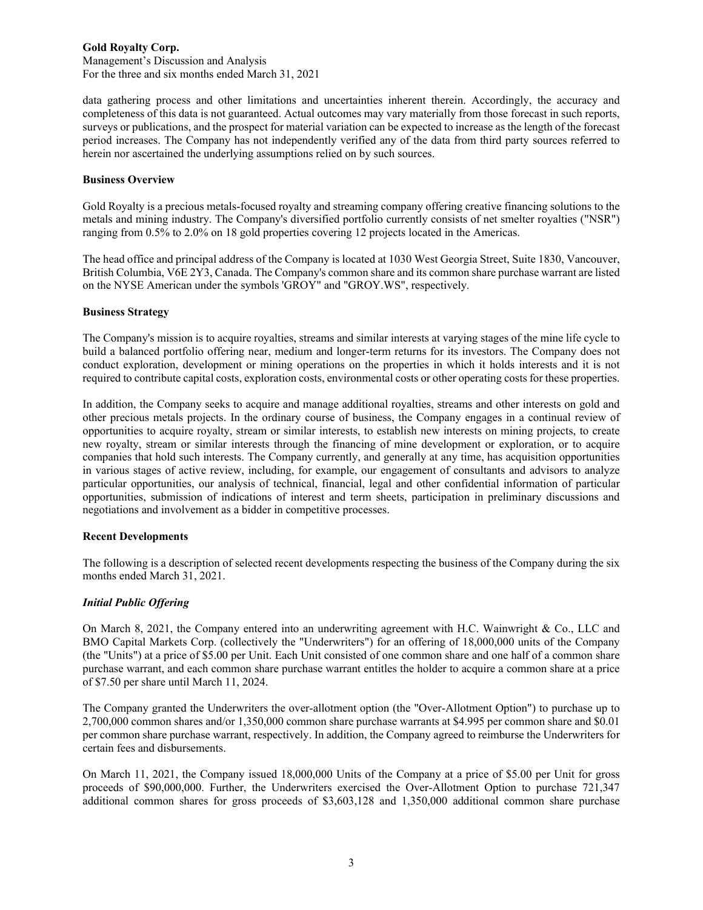data gathering process and other limitations and uncertainties inherent therein. Accordingly, the accuracy and completeness of this data is not guaranteed. Actual outcomes may vary materially from those forecast in such reports, surveys or publications, and the prospect for material variation can be expected to increase as the length of the forecast period increases. The Company has not independently verified any of the data from third party sources referred to herein nor ascertained the underlying assumptions relied on by such sources.

**Business Overview**

Gold Royalty is a precious metals-focused royalty and streaming company offering creative financing solutions to the metals and mining industry. The Company's diversified portfolio currently consists of net smelter royalties ("NSR") ranging from 0.5% to 2.0% on 18 gold properties covering 12 projects located in the Americas.

The head office and principal address of the Company is located at 1030 West Georgia Street, Suite 1830, Vancouver, British Columbia, V6E 2Y3, Canada. The Company's common share and its common share purchase warrant are listed on the NYSE American under the symbols 'GROY" and "GROY.WS", respectively.

**Business Strategy**

The Company's mission is to acquire royalties, streams and similar interests at varying stages of the mine life cycle to build a balanced portfolio offering near, medium and longer-term returns for its investors. The Company does not conduct exploration, development or mining operations on the properties in which it holds interests and it is not required to contribute capital costs, exploration costs, environmental costs or other operating costs for these properties.

In addition, the Company seeks to acquire and manage additional royalties, streams and other interests on gold and other precious metals projects. In the ordinary course of business, the Company engages in a continual review of opportunities to acquire royalty, stream or similar interests, to establish new interests on mining projects, to create new royalty, stream or similar interests through the financing of mine development or exploration, or to acquire companies that hold such interests. The Company currently, and generally at any time, has acquisition opportunities in various stages of active review, including, for example, our engagement of consultants and advisors to analyze particular opportunities, our analysis of technical, financial, legal and other confidential information of particular opportunities, submission of indications of interest and term sheets, participation in preliminary discussions and negotiations and involvement as a bidder in competitive processes.

**Recent Developments**

The following is a description of selected recent developments respecting the business of the Company during the six months ended March 31, 2021.

***Initial Public Offering***

On March 8, 2021, the Company entered into an underwriting agreement with H.C. Wainwright & Co., LLC and BMO Capital Markets Corp. (collectively the "Underwriters") for an offering of 18,000,000 units of the Company (the "Units") at a price of $5.00 per Unit. Each Unit consisted of one common share and one half of a common share purchase warrant, and each common share purchase warrant entitles the holder to acquire a common share at a price of $7.50 per share until March 11, 2024.

The Company granted the Underwriters the over-allotment option (the "Over-Allotment Option") to purchase up to 2,700,000 common shares and/or 1,350,000 common share purchase warrants at $4.995 per common share and $0.01 per common share purchase warrant, respectively. In addition, the Company agreed to reimburse the Underwriters for certain fees and disbursements.

On March 11, 2021, the Company issued 18,000,000 Units of the Company at a price of $5.00 per Unit for gross proceeds of $90,000,000. Further, the Underwriters exercised the Over-Allotment Option to purchase 721,347 additional common shares for gross proceeds of $3,603,128 and 1,350,000 additional common share purchase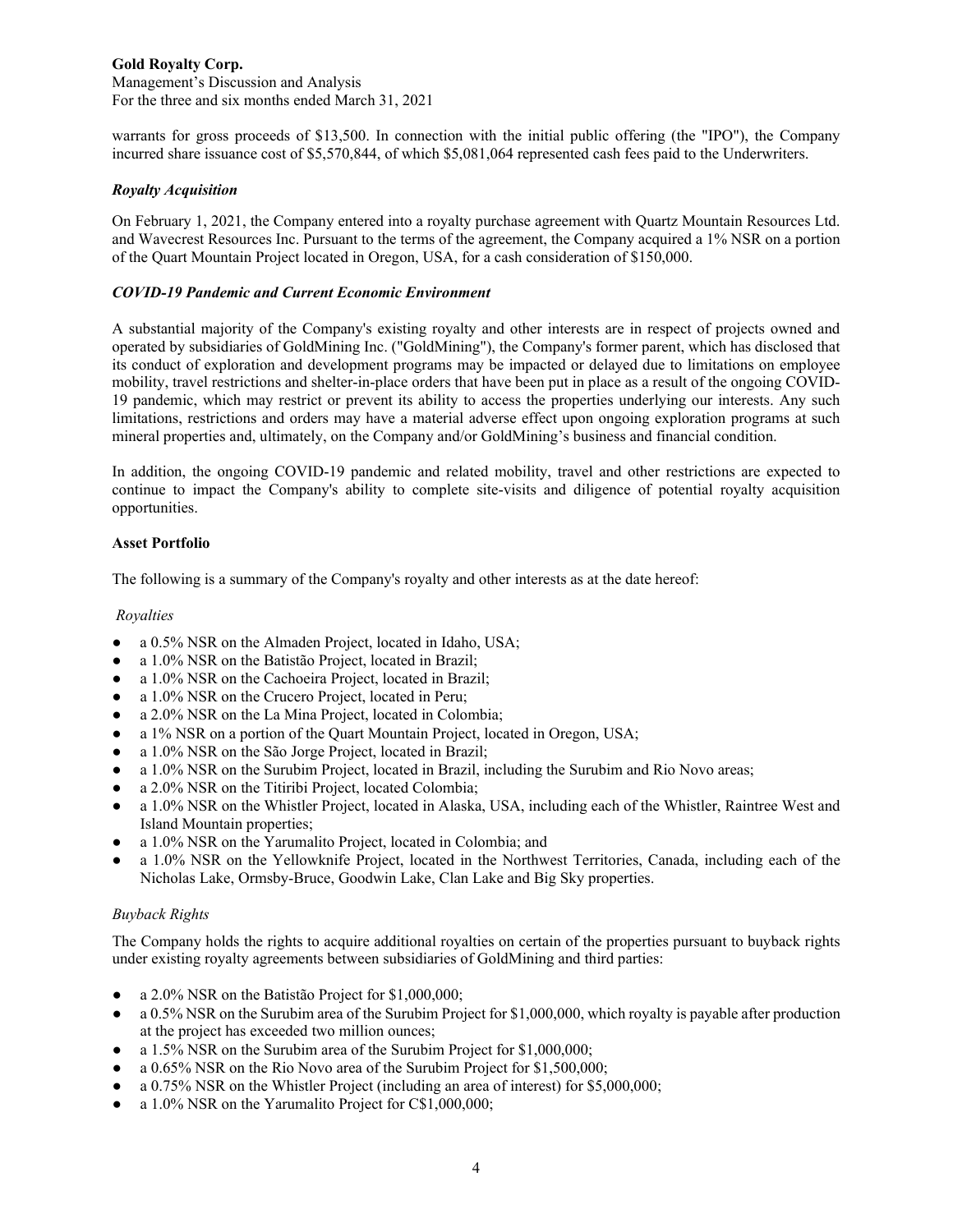warrants for gross proceeds of $13,500. In connection with the initial public offering (the "IPO"), the Company incurred share issuance cost of $5,570,844, of which $5,081,064 represented cash fees paid to the Underwriters.

### *Royalty Acquisition*

On February 1, 2021, the Company entered into a royalty purchase agreement with Quartz Mountain Resources Ltd. and Wavecrest Resources Inc. Pursuant to the terms of the agreement, the Company acquired a 1% NSR on a portion of the Quart Mountain Project located in Oregon, USA, for a cash consideration of $150,000.

### *COVID-19 Pandemic and Current Economic Environment*

A substantial majority of the Company's existing royalty and other interests are in respect of projects owned and operated by subsidiaries of GoldMining Inc. ("GoldMining"), the Company's former parent, which has disclosed that its conduct of exploration and development programs may be impacted or delayed due to limitations on employee mobility, travel restrictions and shelter-in-place orders that have been put in place as a result of the ongoing COVID-19 pandemic, which may restrict or prevent its ability to access the properties underlying our interests. Any such limitations, restrictions and orders may have a material adverse effect upon ongoing exploration programs at such mineral properties and, ultimately, on the Company and/or GoldMining's business and financial condition.

In addition, the ongoing COVID-19 pandemic and related mobility, travel and other restrictions are expected to continue to impact the Company's ability to complete site-visits and diligence of potential royalty acquisition opportunities.

## Asset Portfolio

The following is a summary of the Company's royalty and other interests as at the date hereof:

*Royalties*

- a 0.5% NSR on the Almaden Project, located in Idaho, USA;
- a 1.0% NSR on the Batistão Project, located in Brazil;
- a 1.0% NSR on the Cachoeira Project, located in Brazil;
- a 1.0% NSR on the Crucero Project, located in Peru;
- a 2.0% NSR on the La Mina Project, located in Colombia;
- a 1% NSR on a portion of the Quart Mountain Project, located in Oregon, USA;
- a 1.0% NSR on the São Jorge Project, located in Brazil;
- a 1.0% NSR on the Surubim Project, located in Brazil, including the Surubim and Rio Novo areas;
- a 2.0% NSR on the Titiribi Project, located Colombia;
- a 1.0% NSR on the Whistler Project, located in Alaska, USA, including each of the Whistler, Raintree West and Island Mountain properties;
- a 1.0% NSR on the Yarumalito Project, located in Colombia; and
- a 1.0% NSR on the Yellowknife Project, located in the Northwest Territories, Canada, including each of the Nicholas Lake, Ormsby-Bruce, Goodwin Lake, Clan Lake and Big Sky properties.

*Buyback Rights*

The Company holds the rights to acquire additional royalties on certain of the properties pursuant to buyback rights under existing royalty agreements between subsidiaries of GoldMining and third parties:

- a 2.0% NSR on the Batistão Project for $1,000,000;
- a 0.5% NSR on the Surubim area of the Surubim Project for $1,000,000, which royalty is payable after production at the project has exceeded two million ounces;
- a 1.5% NSR on the Surubim area of the Surubim Project for $1,000,000;
- a 0.65% NSR on the Rio Novo area of the Surubim Project for $1,500,000;
- a 0.75% NSR on the Whistler Project (including an area of interest) for $5,000,000;
- a 1.0% NSR on the Yarumalito Project for C$1,000,000;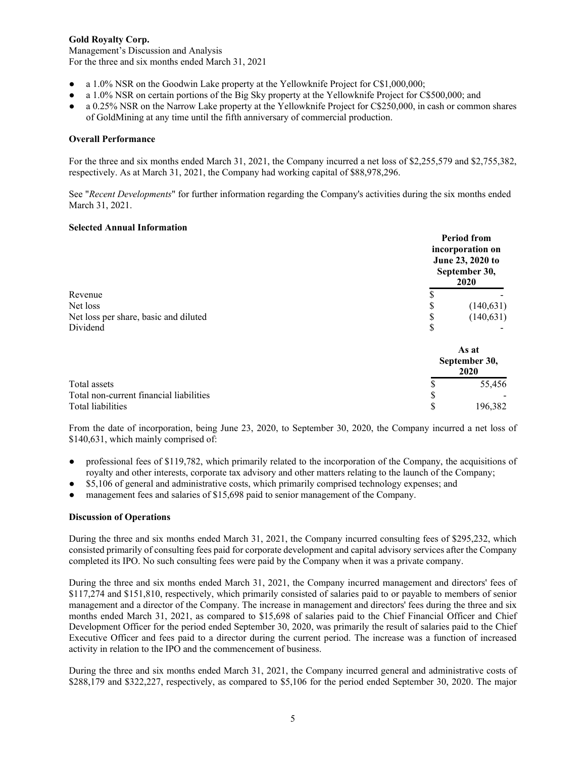- a 1.0% NSR on the Goodwin Lake property at the Yellowknife Project for C$1,000,000;
- a 1.0% NSR on certain portions of the Big Sky property at the Yellowknife Project for C$500,000; and
- a 0.25% NSR on the Narrow Lake property at the Yellowknife Project for C$250,000, in cash or common shares of GoldMining at any time until the fifth anniversary of commercial production.

**Overall Performance**

For the three and six months ended March 31, 2021, the Company incurred a net loss of $2,255,579 and $2,755,382, respectively. As at March 31, 2021, the Company had working capital of $88,978,296.

See "*Recent Developments*" for further information regarding the Company's activities during the six months ended March 31, 2021.

**Selected Annual Information**

| | Period from incorporation on June 23, 2020 to September 30, 2020 |
|---|---|
| Revenue | $ - |
| Net loss | $ (140,631) |
| Net loss per share, basic and diluted | $ (140,631) |
| Dividend | $ - |

| | As at September 30, 2020 |
|---|---|
| Total assets | $ 55,456 |
| Total non-current financial liabilities | $ - |
| Total liabilities | $ 196,382 |

From the date of incorporation, being June 23, 2020, to September 30, 2020, the Company incurred a net loss of $140,631, which mainly comprised of:

- professional fees of $119,782, which primarily related to the incorporation of the Company, the acquisitions of royalty and other interests, corporate tax advisory and other matters relating to the launch of the Company;
- $5,106 of general and administrative costs, which primarily comprised technology expenses; and
- management fees and salaries of $15,698 paid to senior management of the Company.

**Discussion of Operations**

During the three and six months ended March 31, 2021, the Company incurred consulting fees of $295,232, which consisted primarily of consulting fees paid for corporate development and capital advisory services after the Company completed its IPO. No such consulting fees were paid by the Company when it was a private company.

During the three and six months ended March 31, 2021, the Company incurred management and directors' fees of $117,274 and $151,810, respectively, which primarily consisted of salaries paid to or payable to members of senior management and a director of the Company. The increase in management and directors' fees during the three and six months ended March 31, 2021, as compared to $15,698 of salaries paid to the Chief Financial Officer and Chief Development Officer for the period ended September 30, 2020, was primarily the result of salaries paid to the Chief Executive Officer and fees paid to a director during the current period. The increase was a function of increased activity in relation to the IPO and the commencement of business.

During the three and six months ended March 31, 2021, the Company incurred general and administrative costs of $288,179 and $322,227, respectively, as compared to $5,106 for the period ended September 30, 2020. The major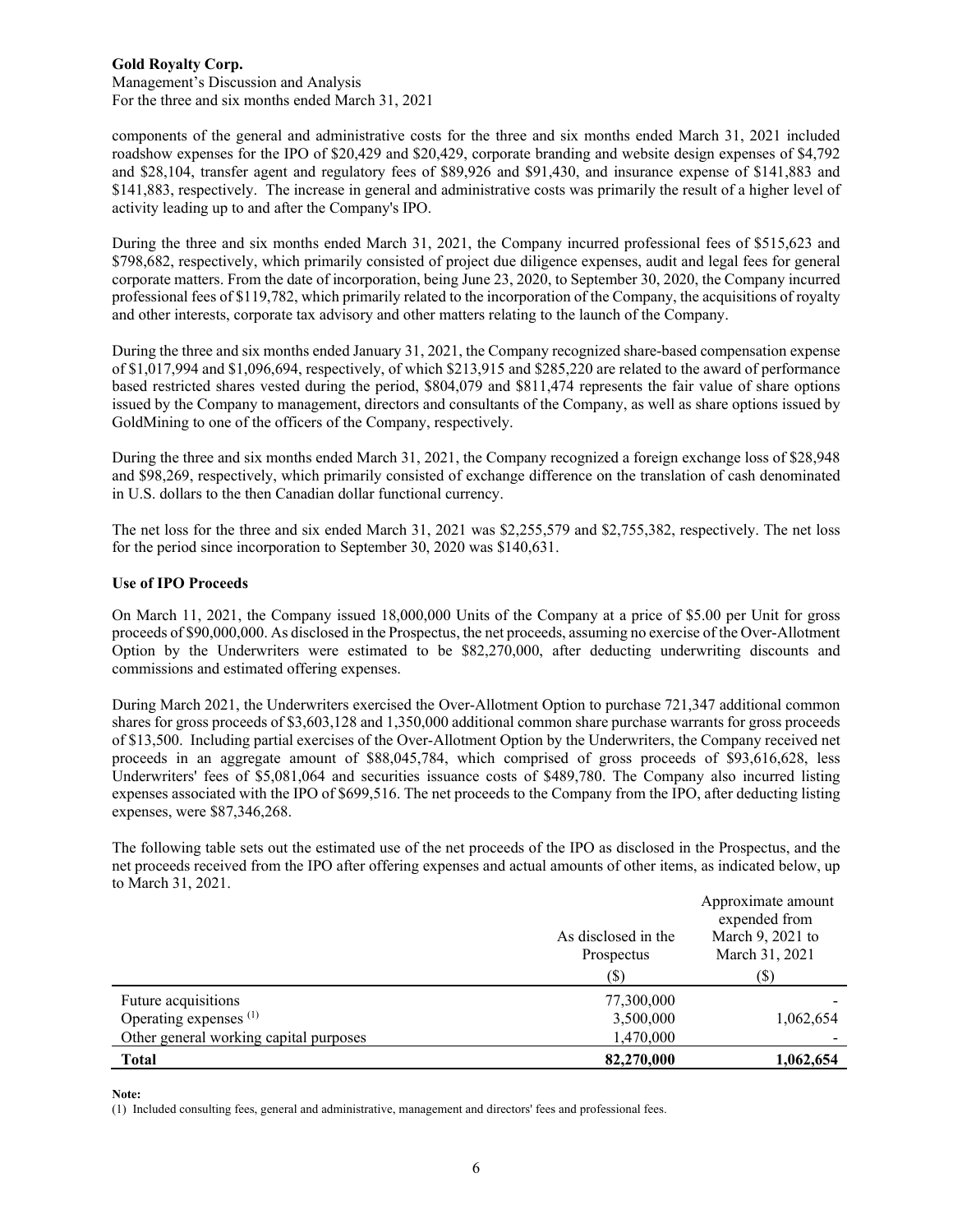components of the general and administrative costs for the three and six months ended March 31, 2021 included roadshow expenses for the IPO of $20,429 and $20,429, corporate branding and website design expenses of $4,792 and $28,104, transfer agent and regulatory fees of $89,926 and $91,430, and insurance expense of $141,883 and $141,883, respectively. The increase in general and administrative costs was primarily the result of a higher level of activity leading up to and after the Company's IPO.

During the three and six months ended March 31, 2021, the Company incurred professional fees of $515,623 and $798,682, respectively, which primarily consisted of project due diligence expenses, audit and legal fees for general corporate matters. From the date of incorporation, being June 23, 2020, to September 30, 2020, the Company incurred professional fees of $119,782, which primarily related to the incorporation of the Company, the acquisitions of royalty and other interests, corporate tax advisory and other matters relating to the launch of the Company.

During the three and six months ended January 31, 2021, the Company recognized share-based compensation expense of $1,017,994 and $1,096,694, respectively, of which $213,915 and $285,220 are related to the award of performance based restricted shares vested during the period, $804,079 and $811,474 represents the fair value of share options issued by the Company to management, directors and consultants of the Company, as well as share options issued by GoldMining to one of the officers of the Company, respectively.

During the three and six months ended March 31, 2021, the Company recognized a foreign exchange loss of $28,948 and $98,269, respectively, which primarily consisted of exchange difference on the translation of cash denominated in U.S. dollars to the then Canadian dollar functional currency.

The net loss for the three and six ended March 31, 2021 was $2,255,579 and $2,755,382, respectively. The net loss for the period since incorporation to September 30, 2020 was $140,631.

**Use of IPO Proceeds**

On March 11, 2021, the Company issued 18,000,000 Units of the Company at a price of $5.00 per Unit for gross proceeds of $90,000,000. As disclosed in the Prospectus, the net proceeds, assuming no exercise of the Over-Allotment Option by the Underwriters were estimated to be $82,270,000, after deducting underwriting discounts and commissions and estimated offering expenses.

During March 2021, the Underwriters exercised the Over-Allotment Option to purchase 721,347 additional common shares for gross proceeds of $3,603,128 and 1,350,000 additional common share purchase warrants for gross proceeds of $13,500. Including partial exercises of the Over-Allotment Option by the Underwriters, the Company received net proceeds in an aggregate amount of $88,045,784, which comprised of gross proceeds of $93,616,628, less Underwriters' fees of $5,081,064 and securities issuance costs of $489,780. The Company also incurred listing expenses associated with the IPO of $699,516. The net proceeds to the Company from the IPO, after deducting listing expenses, were $87,346,268.

The following table sets out the estimated use of the net proceeds of the IPO as disclosed in the Prospectus, and the net proceeds received from the IPO after offering expenses and actual amounts of other items, as indicated below, up to March 31, 2021.

| | As disclosed in the Prospectus ($) | Approximate amount expended from March 9, 2021 to March 31, 2021 ($) |
|---|---|---|
| Future acquisitions | 77,300,000 | - |
| Operating expenses (1) | 3,500,000 | 1,062,654 |
| Other general working capital purposes | 1,470,000 | - |
| **Total** | **82,270,000** | **1,062,654** |

**Note:**

(1) Included consulting fees, general and administrative, management and directors' fees and professional fees.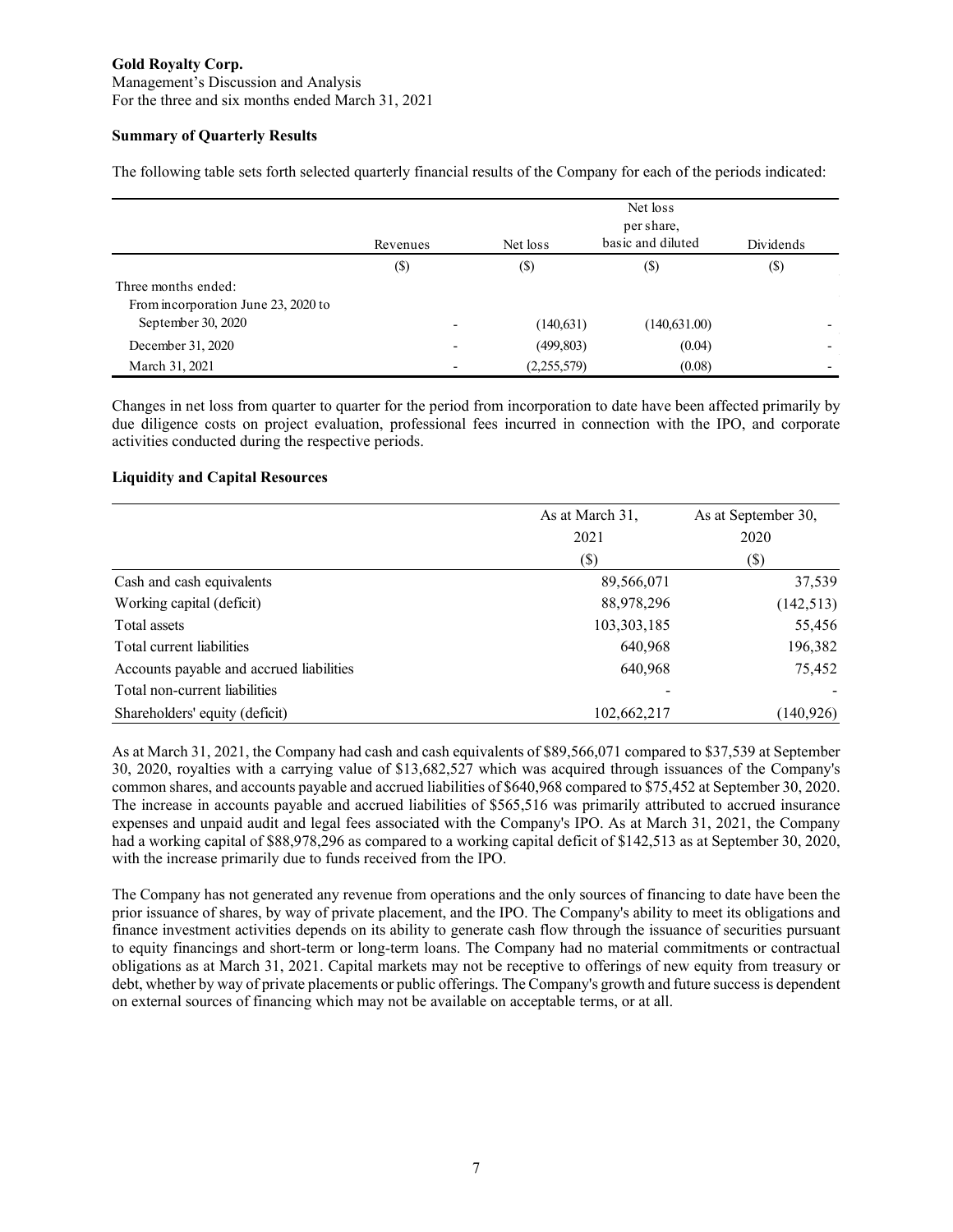**Gold Royalty Corp.**
Management's Discussion and Analysis
For the three and six months ended March 31, 2021

**Summary of Quarterly Results**

The following table sets forth selected quarterly financial results of the Company for each of the periods indicated:

| | Revenues | Net loss | Net loss per share, basic and diluted | Dividends |
|---|---|---|---|---|
| | ($) | ($) | ($) | ($) |
| Three months ended: | | | | |
| From incorporation June 23, 2020 to September 30, 2020 | - | (140,631) | (140,631.00) | - |
| December 31, 2020 | - | (499,803) | (0.04) | - |
| March 31, 2021 | - | (2,255,579) | (0.08) | - |

Changes in net loss from quarter to quarter for the period from incorporation to date have been affected primarily by due diligence costs on project evaluation, professional fees incurred in connection with the IPO, and corporate activities conducted during the respective periods.

**Liquidity and Capital Resources**

| | As at March 31, 2021 | As at September 30, 2020 |
|---|---|---|
| | ($) | ($) |
| Cash and cash equivalents | 89,566,071 | 37,539 |
| Working capital (deficit) | 88,978,296 | (142,513) |
| Total assets | 103,303,185 | 55,456 |
| Total current liabilities | 640,968 | 196,382 |
| Accounts payable and accrued liabilities | 640,968 | 75,452 |
| Total non-current liabilities | - | - |
| Shareholders' equity (deficit) | 102,662,217 | (140,926) |

As at March 31, 2021, the Company had cash and cash equivalents of $89,566,071 compared to $37,539 at September 30, 2020, royalties with a carrying value of $13,682,527 which was acquired through issuances of the Company's common shares, and accounts payable and accrued liabilities of $640,968 compared to $75,452 at September 30, 2020. The increase in accounts payable and accrued liabilities of $565,516 was primarily attributed to accrued insurance expenses and unpaid audit and legal fees associated with the Company's IPO. As at March 31, 2021, the Company had a working capital of $88,978,296 as compared to a working capital deficit of $142,513 as at September 30, 2020, with the increase primarily due to funds received from the IPO.

The Company has not generated any revenue from operations and the only sources of financing to date have been the prior issuance of shares, by way of private placement, and the IPO. The Company's ability to meet its obligations and finance investment activities depends on its ability to generate cash flow through the issuance of securities pursuant to equity financings and short-term or long-term loans. The Company had no material commitments or contractual obligations as at March 31, 2021. Capital markets may not be receptive to offerings of new equity from treasury or debt, whether by way of private placements or public offerings. The Company's growth and future success is dependent on external sources of financing which may not be available on acceptable terms, or at all.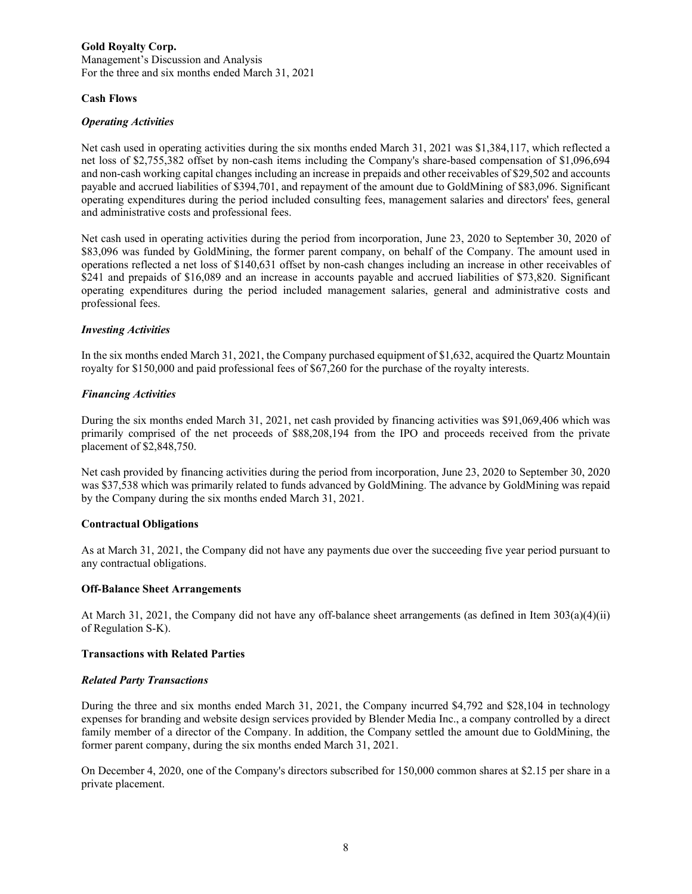## Cash Flows

### *Operating Activities*

Net cash used in operating activities during the six months ended March 31, 2021 was $1,384,117, which reflected a net loss of $2,755,382 offset by non-cash items including the Company's share-based compensation of $1,096,694 and non-cash working capital changes including an increase in prepaids and other receivables of $29,502 and accounts payable and accrued liabilities of $394,701, and repayment of the amount due to GoldMining of $83,096. Significant operating expenditures during the period included consulting fees, management salaries and directors' fees, general and administrative costs and professional fees.

Net cash used in operating activities during the period from incorporation, June 23, 2020 to September 30, 2020 of $83,096 was funded by GoldMining, the former parent company, on behalf of the Company. The amount used in operations reflected a net loss of $140,631 offset by non-cash changes including an increase in other receivables of $241 and prepaids of $16,089 and an increase in accounts payable and accrued liabilities of $73,820. Significant operating expenditures during the period included management salaries, general and administrative costs and professional fees.

### *Investing Activities*

In the six months ended March 31, 2021, the Company purchased equipment of $1,632, acquired the Quartz Mountain royalty for $150,000 and paid professional fees of $67,260 for the purchase of the royalty interests.

### *Financing Activities*

During the six months ended March 31, 2021, net cash provided by financing activities was $91,069,406 which was primarily comprised of the net proceeds of $88,208,194 from the IPO and proceeds received from the private placement of $2,848,750.

Net cash provided by financing activities during the period from incorporation, June 23, 2020 to September 30, 2020 was $37,538 which was primarily related to funds advanced by GoldMining. The advance by GoldMining was repaid by the Company during the six months ended March 31, 2021.

## Contractual Obligations

As at March 31, 2021, the Company did not have any payments due over the succeeding five year period pursuant to any contractual obligations.

## Off-Balance Sheet Arrangements

At March 31, 2021, the Company did not have any off-balance sheet arrangements (as defined in Item 303(a)(4)(ii) of Regulation S-K).

## Transactions with Related Parties

### *Related Party Transactions*

During the three and six months ended March 31, 2021, the Company incurred $4,792 and $28,104 in technology expenses for branding and website design services provided by Blender Media Inc., a company controlled by a direct family member of a director of the Company. In addition, the Company settled the amount due to GoldMining, the former parent company, during the six months ended March 31, 2021.

On December 4, 2020, one of the Company's directors subscribed for 150,000 common shares at $2.15 per share in a private placement.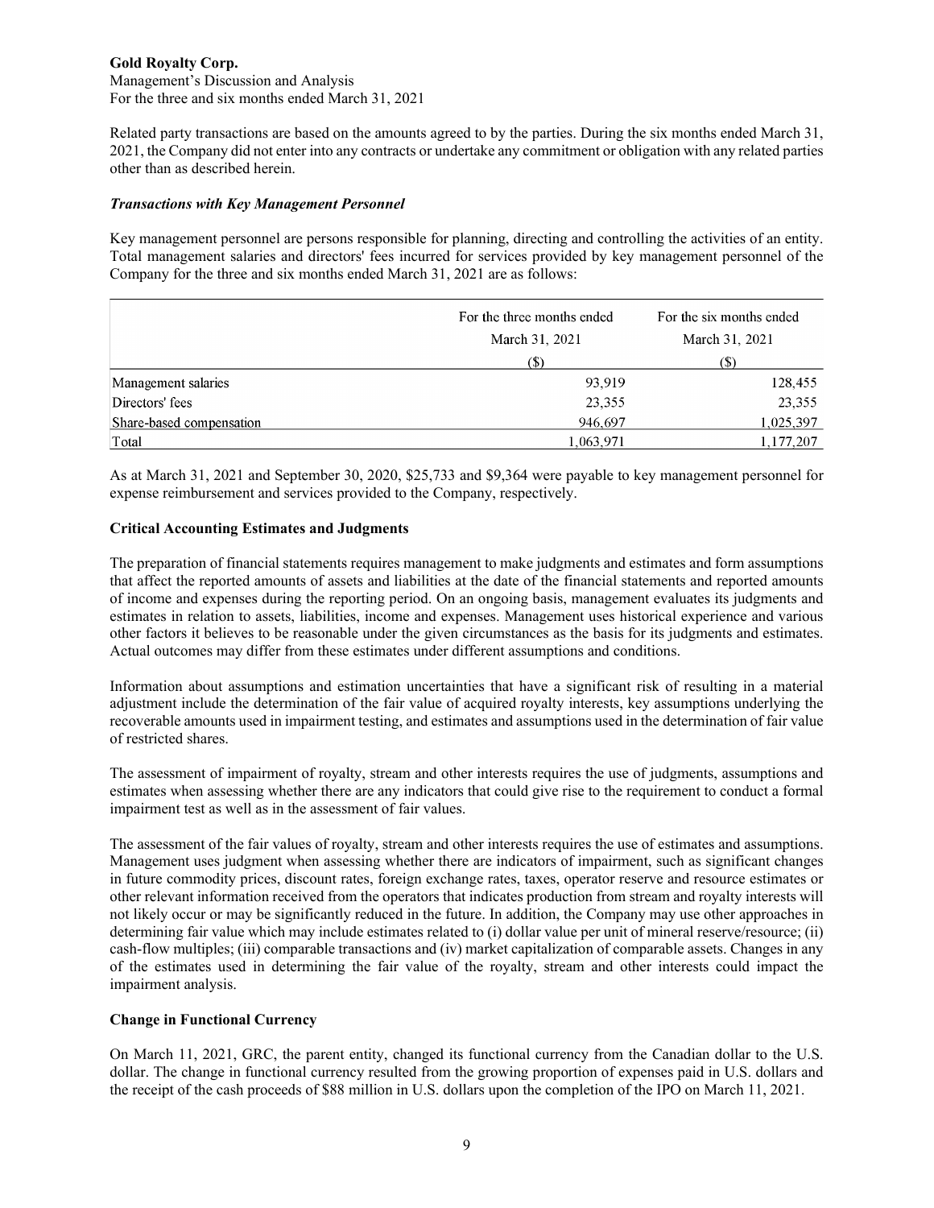Related party transactions are based on the amounts agreed to by the parties. During the six months ended March 31, 2021, the Company did not enter into any contracts or undertake any commitment or obligation with any related parties other than as described herein.

***Transactions with Key Management Personnel***

Key management personnel are persons responsible for planning, directing and controlling the activities of an entity. Total management salaries and directors' fees incurred for services provided by key management personnel of the Company for the three and six months ended March 31, 2021 are as follows:

| | For the three months ended March 31, 2021 | For the six months ended March 31, 2021 |
|---|---|---|
| | ($) | ($) |
| Management salaries | 93,919 | 128,455 |
| Directors' fees | 23,355 | 23,355 |
| Share-based compensation | 946,697 | 1,025,397 |
| Total | 1,063,971 | 1,177,207 |

As at March 31, 2021 and September 30, 2020, $25,733 and $9,364 were payable to key management personnel for expense reimbursement and services provided to the Company, respectively.

**Critical Accounting Estimates and Judgments**

The preparation of financial statements requires management to make judgments and estimates and form assumptions that affect the reported amounts of assets and liabilities at the date of the financial statements and reported amounts of income and expenses during the reporting period. On an ongoing basis, management evaluates its judgments and estimates in relation to assets, liabilities, income and expenses. Management uses historical experience and various other factors it believes to be reasonable under the given circumstances as the basis for its judgments and estimates. Actual outcomes may differ from these estimates under different assumptions and conditions.

Information about assumptions and estimation uncertainties that have a significant risk of resulting in a material adjustment include the determination of the fair value of acquired royalty interests, key assumptions underlying the recoverable amounts used in impairment testing, and estimates and assumptions used in the determination of fair value of restricted shares.

The assessment of impairment of royalty, stream and other interests requires the use of judgments, assumptions and estimates when assessing whether there are any indicators that could give rise to the requirement to conduct a formal impairment test as well as in the assessment of fair values.

The assessment of the fair values of royalty, stream and other interests requires the use of estimates and assumptions. Management uses judgment when assessing whether there are indicators of impairment, such as significant changes in future commodity prices, discount rates, foreign exchange rates, taxes, operator reserve and resource estimates or other relevant information received from the operators that indicates production from stream and royalty interests will not likely occur or may be significantly reduced in the future. In addition, the Company may use other approaches in determining fair value which may include estimates related to (i) dollar value per unit of mineral reserve/resource; (ii) cash-flow multiples; (iii) comparable transactions and (iv) market capitalization of comparable assets. Changes in any of the estimates used in determining the fair value of the royalty, stream and other interests could impact the impairment analysis.

**Change in Functional Currency**

On March 11, 2021, GRC, the parent entity, changed its functional currency from the Canadian dollar to the U.S. dollar. The change in functional currency resulted from the growing proportion of expenses paid in U.S. dollars and the receipt of the cash proceeds of $88 million in U.S. dollars upon the completion of the IPO on March 11, 2021.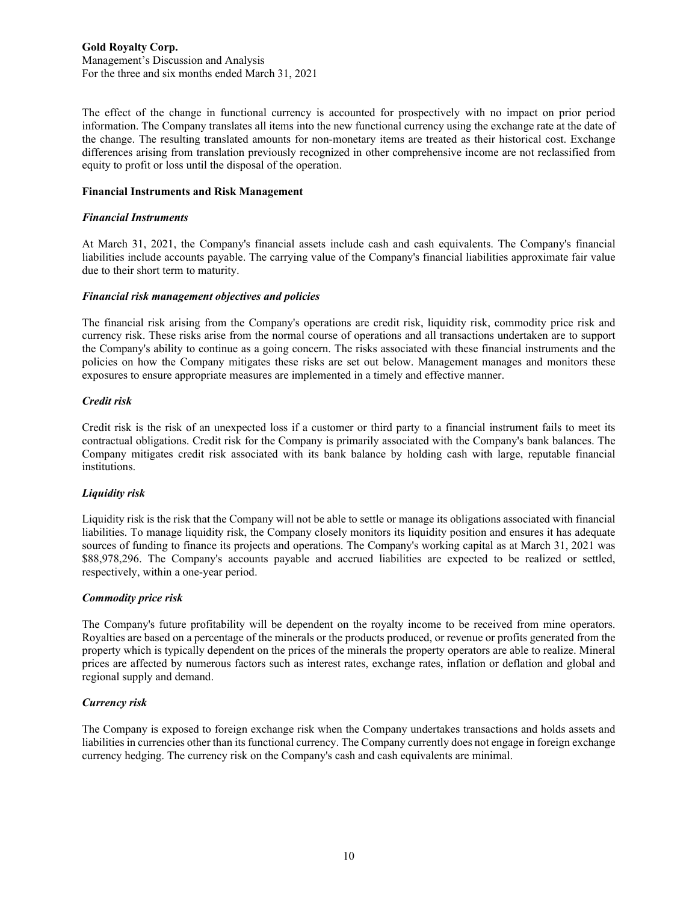The effect of the change in functional currency is accounted for prospectively with no impact on prior period information. The Company translates all items into the new functional currency using the exchange rate at the date of the change. The resulting translated amounts for non-monetary items are treated as their historical cost. Exchange differences arising from translation previously recognized in other comprehensive income are not reclassified from equity to profit or loss until the disposal of the operation.

**Financial Instruments and Risk Management**

***Financial Instruments***

At March 31, 2021, the Company's financial assets include cash and cash equivalents. The Company's financial liabilities include accounts payable. The carrying value of the Company's financial liabilities approximate fair value due to their short term to maturity.

***Financial risk management objectives and policies***

The financial risk arising from the Company's operations are credit risk, liquidity risk, commodity price risk and currency risk. These risks arise from the normal course of operations and all transactions undertaken are to support the Company's ability to continue as a going concern. The risks associated with these financial instruments and the policies on how the Company mitigates these risks are set out below. Management manages and monitors these exposures to ensure appropriate measures are implemented in a timely and effective manner.

***Credit risk***

Credit risk is the risk of an unexpected loss if a customer or third party to a financial instrument fails to meet its contractual obligations. Credit risk for the Company is primarily associated with the Company's bank balances. The Company mitigates credit risk associated with its bank balance by holding cash with large, reputable financial institutions.

***Liquidity risk***

Liquidity risk is the risk that the Company will not be able to settle or manage its obligations associated with financial liabilities. To manage liquidity risk, the Company closely monitors its liquidity position and ensures it has adequate sources of funding to finance its projects and operations. The Company's working capital as at March 31, 2021 was $88,978,296. The Company's accounts payable and accrued liabilities are expected to be realized or settled, respectively, within a one-year period.

***Commodity price risk***

The Company's future profitability will be dependent on the royalty income to be received from mine operators. Royalties are based on a percentage of the minerals or the products produced, or revenue or profits generated from the property which is typically dependent on the prices of the minerals the property operators are able to realize. Mineral prices are affected by numerous factors such as interest rates, exchange rates, inflation or deflation and global and regional supply and demand.

***Currency risk***

The Company is exposed to foreign exchange risk when the Company undertakes transactions and holds assets and liabilities in currencies other than its functional currency. The Company currently does not engage in foreign exchange currency hedging. The currency risk on the Company's cash and cash equivalents are minimal.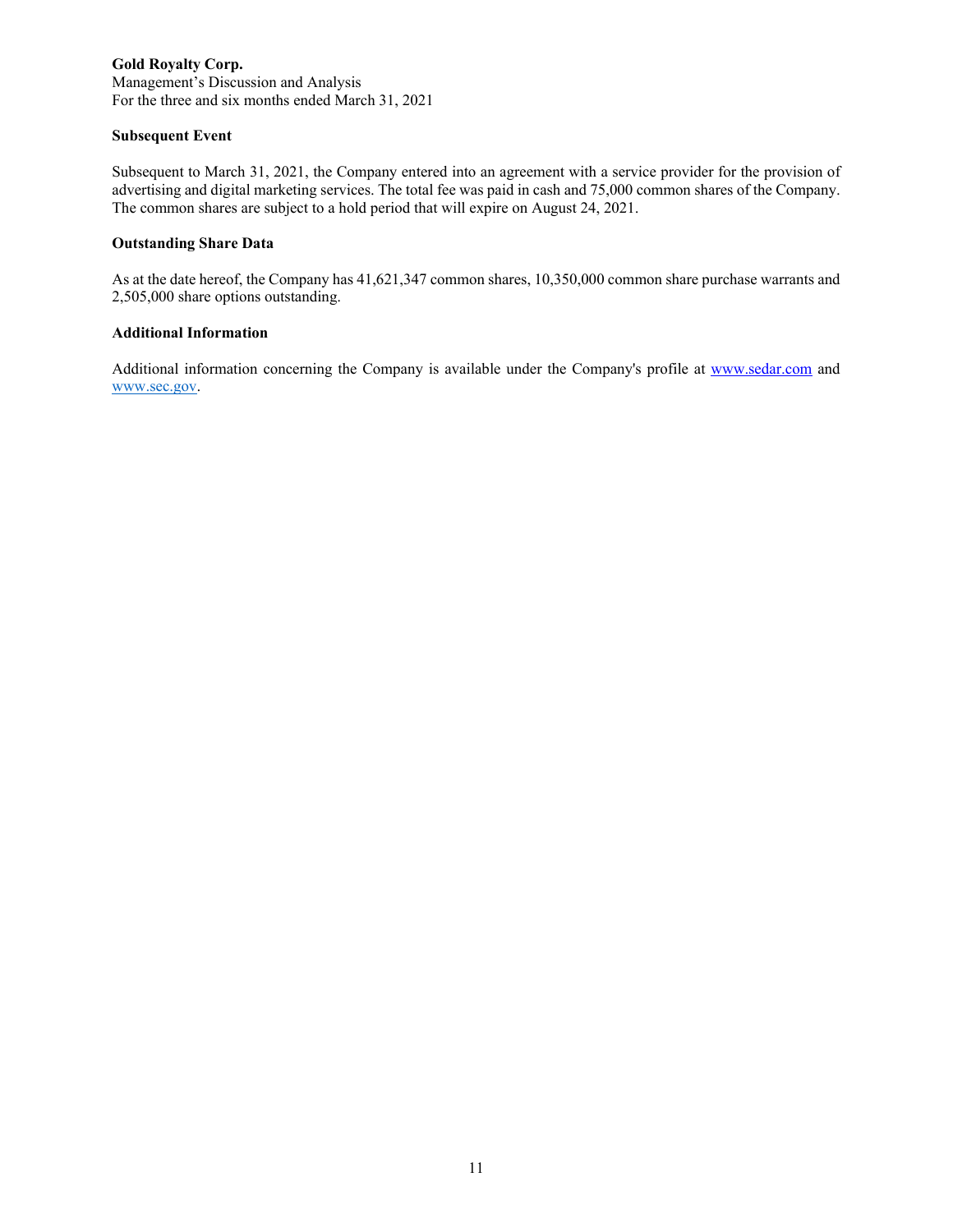### Subsequent Event

Subsequent to March 31, 2021, the Company entered into an agreement with a service provider for the provision of advertising and digital marketing services. The total fee was paid in cash and 75,000 common shares of the Company. The common shares are subject to a hold period that will expire on August 24, 2021.

### Outstanding Share Data

As at the date hereof, the Company has 41,621,347 common shares, 10,350,000 common share purchase warrants and 2,505,000 share options outstanding.

### Additional Information

Additional information concerning the Company is available under the Company's profile at www.sedar.com and www.sec.gov.